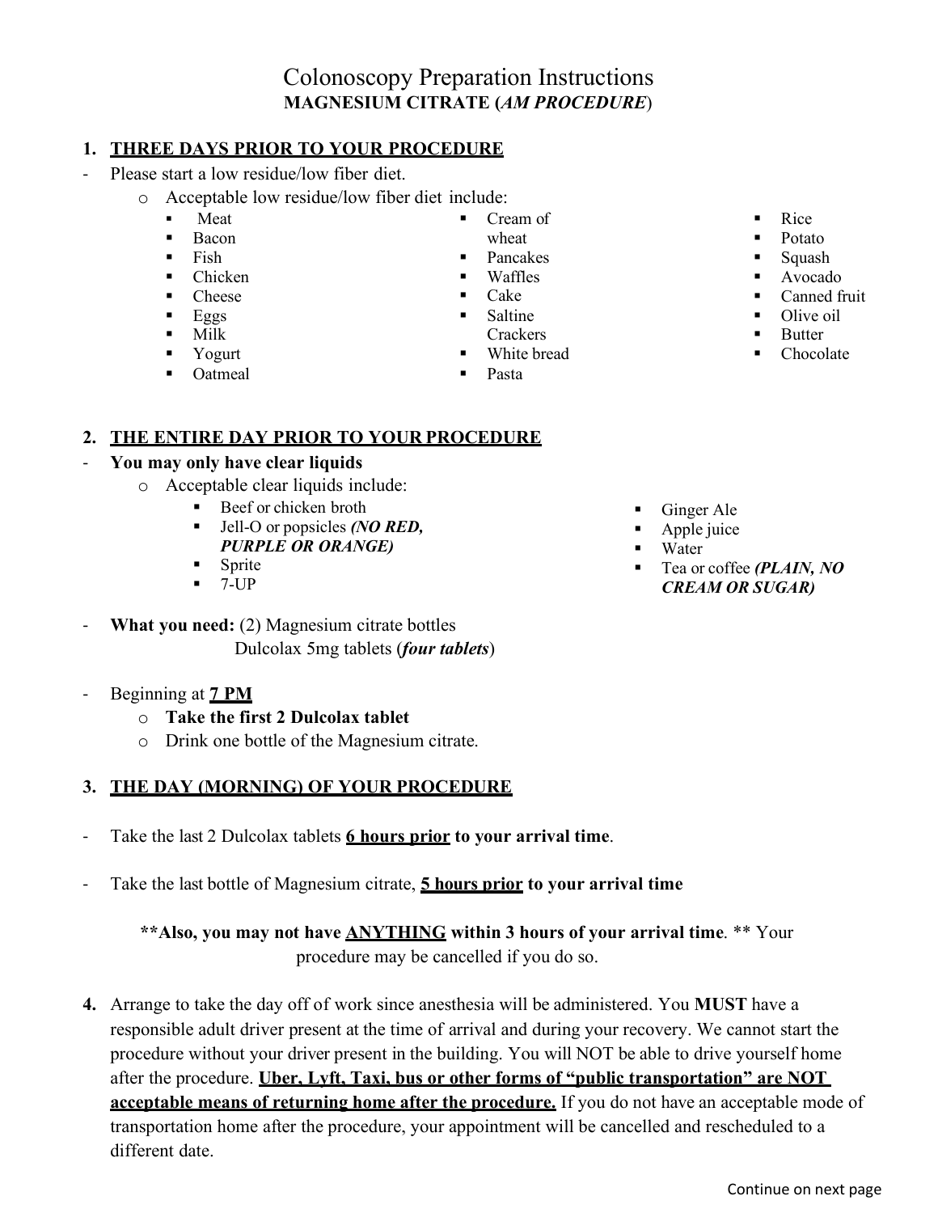# Colonoscopy Preparation Instructions

**MAGNESIUM CITRATE (*AM PROCEDURE*)**

## 1. THREE DAYS PRIOR TO YOUR PROCEDURE

- Please start a low residue/low fiber diet.
  - Acceptable low residue/low fiber diet include:
    - Meat
    - Bacon
    - Fish
    - Chicken
    - Cheese
    - Eggs
    - Milk
    - Yogurt
    - Oatmeal
    - Cream of wheat
    - Pancakes
    - Waffles
    - Cake
    - Saltine Crackers
    - White bread
    - Pasta
    - Rice
    - Potato
    - Squash
    - Avocado
    - Canned fruit
    - Olive oil
    - Butter
    - Chocolate

## 2. THE ENTIRE DAY PRIOR TO YOUR PROCEDURE

- **You may only have clear liquids**
  - Acceptable clear liquids include:
    - Beef or chicken broth
    - Jell-O or popsicles ***(NO RED, PURPLE OR ORANGE)***
    - Sprite
    - 7-UP
    - Ginger Ale
    - Apple juice
    - Water
    - Tea or coffee ***(PLAIN, NO CREAM OR SUGAR)***

- **What you need:** (2) Magnesium citrate bottles
  Dulcolax 5mg tablets (***four tablets***)

- Beginning at **7 PM**
  - **Take the first 2 Dulcolax tablet**
  - Drink one bottle of the Magnesium citrate.

## 3. THE DAY (MORNING) OF YOUR PROCEDURE

- Take the last 2 Dulcolax tablets **6 hours prior to your arrival time**.

- Take the last bottle of Magnesium citrate, **5 hours prior to your arrival time**

**\*\*Also, you may not have ANYTHING within 3 hours of your arrival time.** \*\* Your procedure may be cancelled if you do so.

**4.** Arrange to take the day off of work since anesthesia will be administered. You **MUST** have a responsible adult driver present at the time of arrival and during your recovery. We cannot start the procedure without your driver present in the building. You will NOT be able to drive yourself home after the procedure. **Uber, Lyft, Taxi, bus or other forms of "public transportation" are NOT acceptable means of returning home after the procedure.** If you do not have an acceptable mode of transportation home after the procedure, your appointment will be cancelled and rescheduled to a different date.

Continue on next page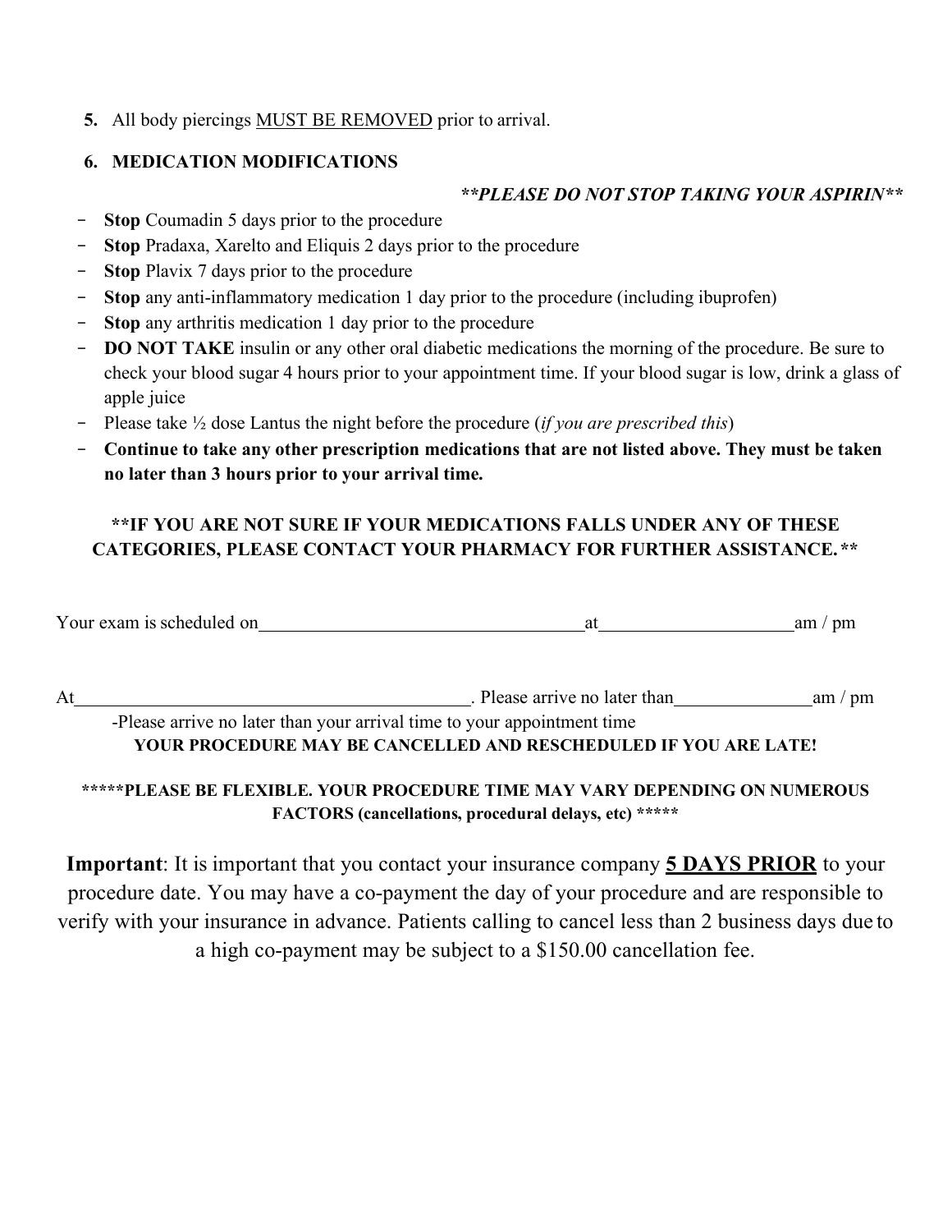5. All body piercings MUST BE REMOVED prior to arrival.

6. **MEDICATION MODIFICATIONS**

***\*\*PLEASE DO NOT STOP TAKING YOUR ASPIRIN\*\****

- **Stop** Coumadin 5 days prior to the procedure
- **Stop** Pradaxa, Xarelto and Eliquis 2 days prior to the procedure
- **Stop** Plavix 7 days prior to the procedure
- **Stop** any anti-inflammatory medication 1 day prior to the procedure (including ibuprofen)
- **Stop** any arthritis medication 1 day prior to the procedure
- **DO NOT TAKE** insulin or any other oral diabetic medications the morning of the procedure. Be sure to check your blood sugar 4 hours prior to your appointment time. If your blood sugar is low, drink a glass of apple juice
- Please take ½ dose Lantus the night before the procedure (*if you are prescribed this*)
- **Continue to take any other prescription medications that are not listed above. They must be taken no later than 3 hours prior to your arrival time.**

**\*\*IF YOU ARE NOT SURE IF YOUR MEDICATIONS FALLS UNDER ANY OF THESE CATEGORIES, PLEASE CONTACT YOUR PHARMACY FOR FURTHER ASSISTANCE.\*\***

Your exam is scheduled on\_\_\_\_\_\_\_\_\_\_\_\_\_\_\_\_\_\_\_\_\_\_\_\_\_\_\_\_\_\_\_\_\_\_\_\_at\_\_\_\_\_\_\_\_\_\_\_\_\_\_\_\_\_\_\_\_\_am / pm

At\_\_\_\_\_\_\_\_\_\_\_\_\_\_\_\_\_\_\_\_\_\_\_\_\_\_\_\_\_\_\_\_\_\_\_\_\_\_\_\_\_\_\_\_. Please arrive no later than\_\_\_\_\_\_\_\_\_\_\_\_\_\_\_\_am / pm

-Please arrive no later than your arrival time to your appointment time

**YOUR PROCEDURE MAY BE CANCELLED AND RESCHEDULED IF YOU ARE LATE!**

**\*\*\*\*\*PLEASE BE FLEXIBLE. YOUR PROCEDURE TIME MAY VARY DEPENDING ON NUMEROUS FACTORS (cancellations, procedural delays, etc) \*\*\*\*\***

**Important**: It is important that you contact your insurance company **5 DAYS PRIOR** to your procedure date. You may have a co-payment the day of your procedure and are responsible to verify with your insurance in advance. Patients calling to cancel less than 2 business days due to a high co-payment may be subject to a $150.00 cancellation fee.